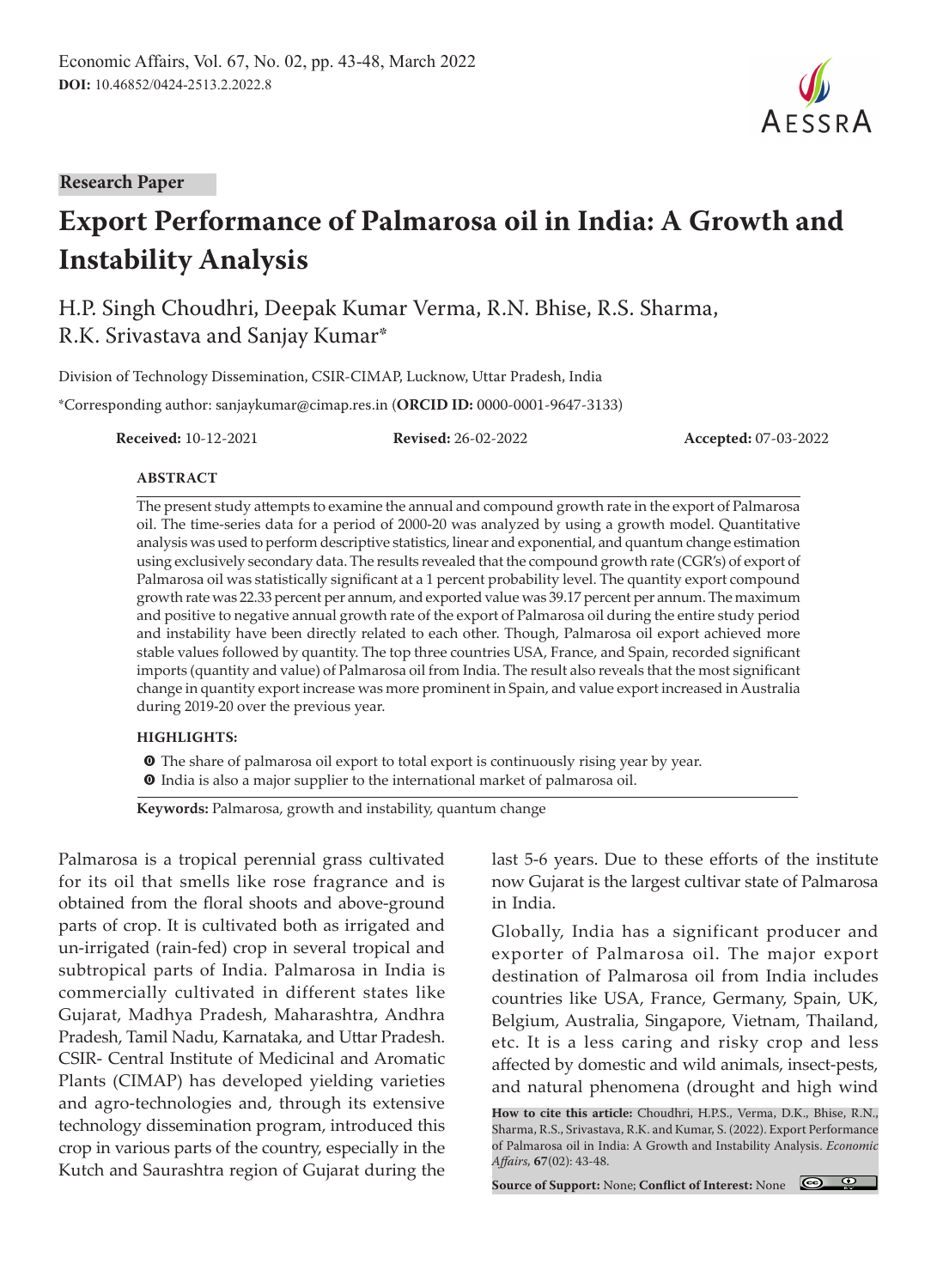Research Paper

# Export Performance of Palmarosa oil in India: A Growth and Instability Analysis

H.P. Singh Choudhri, Deepak Kumar Verma, R.N. Bhise, R.S. Sharma, R.K. Srivastava and Sanjay Kumar*

Division of Technology Dissemination, CSIR-CIMAP, Lucknow, Uttar Pradesh, India

*Corresponding author: sanjaykumar@cimap.res.in (**ORCID ID:** 0000-0001-9647-3133)

**Received:** 10-12-2021 **Revised:** 26-02-2022 **Accepted:** 07-03-2022

## ABSTRACT

The present study attempts to examine the annual and compound growth rate in the export of Palmarosa oil. The time-series data for a period of 2000-20 was analyzed by using a growth model. Quantitative analysis was used to perform descriptive statistics, linear and exponential, and quantum change estimation using exclusively secondary data. The results revealed that the compound growth rate (CGR's) of export of Palmarosa oil was statistically significant at a 1 percent probability level. The quantity export compound growth rate was 22.33 percent per annum, and exported value was 39.17 percent per annum. The maximum and positive to negative annual growth rate of the export of Palmarosa oil during the entire study period and instability have been directly related to each other. Though, Palmarosa oil export achieved more stable values followed by quantity. The top three countries USA, France, and Spain, recorded significant imports (quantity and value) of Palmarosa oil from India. The result also reveals that the most significant change in quantity export increase was more prominent in Spain, and value export increased in Australia during 2019-20 over the previous year.

**HIGHLIGHTS:**

- The share of palmarosa oil export to total export is continuously rising year by year.
- India is also a major supplier to the international market of palmarosa oil.

**Keywords:** Palmarosa, growth and instability, quantum change

Palmarosa is a tropical perennial grass cultivated for its oil that smells like rose fragrance and is obtained from the floral shoots and above-ground parts of crop. It is cultivated both as irrigated and un-irrigated (rain-fed) crop in several tropical and subtropical parts of India. Palmarosa in India is commercially cultivated in different states like Gujarat, Madhya Pradesh, Maharashtra, Andhra Pradesh, Tamil Nadu, Karnataka, and Uttar Pradesh. CSIR- Central Institute of Medicinal and Aromatic Plants (CIMAP) has developed yielding varieties and agro-technologies and, through its extensive technology dissemination program, introduced this crop in various parts of the country, especially in the Kutch and Saurashtra region of Gujarat during the last 5-6 years. Due to these efforts of the institute now Gujarat is the largest cultivar state of Palmarosa in India.

Globally, India has a significant producer and exporter of Palmarosa oil. The major export destination of Palmarosa oil from India includes countries like USA, France, Germany, Spain, UK, Belgium, Australia, Singapore, Vietnam, Thailand, etc. It is a less caring and risky crop and less affected by domestic and wild animals, insect-pests, and natural phenomena (drought and high wind

**How to cite this article:** Choudhri, H.P.S., Verma, D.K., Bhise, R.N., Sharma, R.S., Srivastava, R.K. and Kumar, S. (2022). Export Performance of Palmarosa oil in India: A Growth and Instability Analysis. *Economic Affairs*, **67**(02): 43-48.

**Source of Support:** None; **Conflict of Interest:** None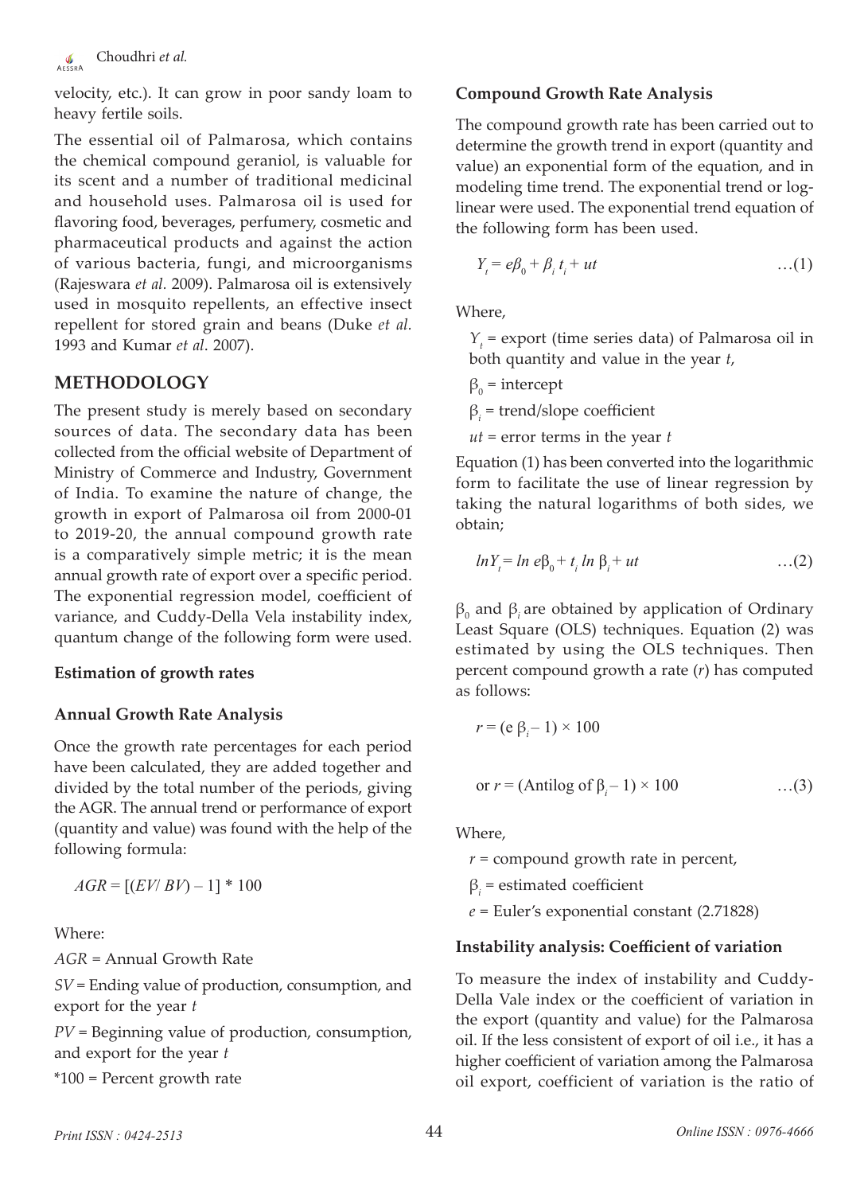velocity, etc.). It can grow in poor sandy loam to heavy fertile soils.

The essential oil of Palmarosa, which contains the chemical compound geraniol, is valuable for its scent and a number of traditional medicinal and household uses. Palmarosa oil is used for flavoring food, beverages, perfumery, cosmetic and pharmaceutical products and against the action of various bacteria, fungi, and microorganisms (Rajeswara *et al.* 2009). Palmarosa oil is extensively used in mosquito repellents, an effective insect repellent for stored grain and beans (Duke *et al.* 1993 and Kumar *et al*. 2007).

## METHODOLOGY

The present study is merely based on secondary sources of data. The secondary data has been collected from the official website of Department of Ministry of Commerce and Industry, Government of India. To examine the nature of change, the growth in export of Palmarosa oil from 2000-01 to 2019-20, the annual compound growth rate is a comparatively simple metric; it is the mean annual growth rate of export over a specific period. The exponential regression model, coefficient of variance, and Cuddy-Della Vela instability index, quantum change of the following form were used.

### Estimation of growth rates

### Annual Growth Rate Analysis

Once the growth rate percentages for each period have been calculated, they are added together and divided by the total number of the periods, giving the AGR. The annual trend or performance of export (quantity and value) was found with the help of the following formula:

$$AGR = [(EV/BV) - 1] * 100$$

Where:

*AGR* = Annual Growth Rate

*SV* = Ending value of production, consumption, and export for the year *t*

*PV* = Beginning value of production, consumption, and export for the year *t*

*100 = Percent growth rate

### Compound Growth Rate Analysis

The compound growth rate has been carried out to determine the growth trend in export (quantity and value) an exponential form of the equation, and in modeling time trend. The exponential trend or log-linear were used. The exponential trend equation of the following form has been used.

$$Y_t = e\beta_0 + \beta_i t_i + ut \qquad \ldots(1)$$

Where,

$Y_t$ = export (time series data) of Palmarosa oil in both quantity and value in the year *t*,

$\beta_0$ = intercept

$\beta_i$ = trend/slope coefficient

*ut* = error terms in the year *t*

Equation (1) has been converted into the logarithmic form to facilitate the use of linear regression by taking the natural logarithms of both sides, we obtain;

$$lnY_t = ln\, e\beta_0 + t_i\, ln\, \beta_i + ut \qquad \ldots(2)$$

$\beta_0$ and $\beta_i$ are obtained by application of Ordinary Least Square (OLS) techniques. Equation (2) was estimated by using the OLS techniques. Then percent compound growth a rate (*r*) has computed as follows:

$$r = (e\,\beta_i - 1) \times 100$$

$$\text{or } r = (\text{Antilog of } \beta_i - 1) \times 100 \qquad \ldots(3)$$

Where,

*r* = compound growth rate in percent,

$\beta_i$ = estimated coefficient

*e* = Euler's exponential constant (2.71828)

### Instability analysis: Coefficient of variation

To measure the index of instability and Cuddy-Della Vale index or the coefficient of variation in the export (quantity and value) for the Palmarosa oil. If the less consistent of export of oil i.e., it has a higher coefficient of variation among the Palmarosa oil export, coefficient of variation is the ratio of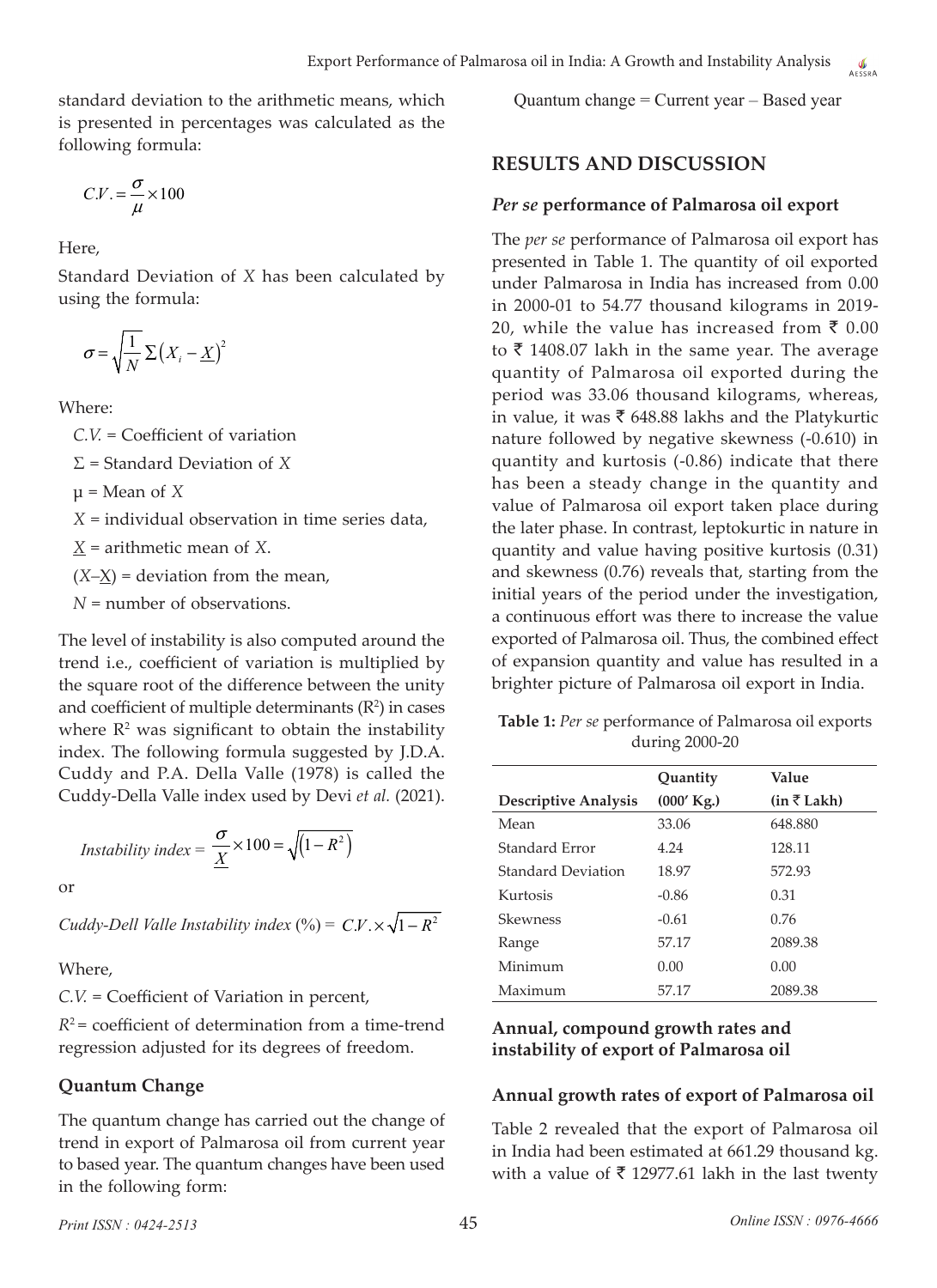standard deviation to the arithmetic means, which is presented in percentages was calculated as the following formula:

$$C.V. = \frac{\sigma}{\mu} \times 100$$

Here,

Standard Deviation of *X* has been calculated by using the formula:

$$\sigma = \sqrt{\frac{1}{N}\Sigma\left(X_i - \underline{X}\right)^2}$$

Where:

*C.V.* = Coefficient of variation

Σ = Standard Deviation of *X*

μ = Mean of *X*

*X* = individual observation in time series data,

$\underline{X}$ = arithmetic mean of *X*.

($X–\underline{X}$) = deviation from the mean,

*N* = number of observations.

The level of instability is also computed around the trend i.e., coefficient of variation is multiplied by the square root of the difference between the unity and coefficient of multiple determinants ($R^2$) in cases where $R^2$ was significant to obtain the instability index. The following formula suggested by J.D.A. Cuddy and P.A. Della Valle (1978) is called the Cuddy-Della Valle index used by Devi *et al.* (2021).

$$Instability\ index = \frac{\sigma}{\underline{X}} \times 100 = \sqrt{\left(1 - R^2\right)}$$

or

$$Cuddy\text{-}Dell\ Valle\ Instability\ index\ (\%) = C.V. \times \sqrt{1 - R^2}$$

Where,

*C.V.* = Coefficient of Variation in percent,

$R^2$ = coefficient of determination from a time-trend regression adjusted for its degrees of freedom.

### Quantum Change

The quantum change has carried out the change of trend in export of Palmarosa oil from current year to based year. The quantum changes have been used in the following form:

Quantum change = Current year – Based year

## RESULTS AND DISCUSSION

### *Per se* performance of Palmarosa oil export

The *per se* performance of Palmarosa oil export has presented in Table 1. The quantity of oil exported under Palmarosa in India has increased from 0.00 in 2000-01 to 54.77 thousand kilograms in 2019-20, while the value has increased from ₹ 0.00 to ₹ 1408.07 lakh in the same year. The average quantity of Palmarosa oil exported during the period was 33.06 thousand kilograms, whereas, in value, it was ₹ 648.88 lakhs and the Platykurtic nature followed by negative skewness (-0.610) in quantity and kurtosis (-0.86) indicate that there has been a steady change in the quantity and value of Palmarosa oil export taken place during the later phase. In contrast, leptokurtic in nature in quantity and value having positive kurtosis (0.31) and skewness (0.76) reveals that, starting from the initial years of the period under the investigation, a continuous effort was there to increase the value exported of Palmarosa oil. Thus, the combined effect of expansion quantity and value has resulted in a brighter picture of Palmarosa oil export in India.

**Table 1:** *Per se* performance of Palmarosa oil exports during 2000-20

| Descriptive Analysis | Quantity (000′ Kg.) | Value (in ₹ Lakh) |
|---|---|---|
| Mean | 33.06 | 648.880 |
| Standard Error | 4.24 | 128.11 |
| Standard Deviation | 18.97 | 572.93 |
| Kurtosis | -0.86 | 0.31 |
| Skewness | -0.61 | 0.76 |
| Range | 57.17 | 2089.38 |
| Minimum | 0.00 | 0.00 |
| Maximum | 57.17 | 2089.38 |

### Annual, compound growth rates and instability of export of Palmarosa oil

### Annual growth rates of export of Palmarosa oil

Table 2 revealed that the export of Palmarosa oil in India had been estimated at 661.29 thousand kg. with a value of ₹ 12977.61 lakh in the last twenty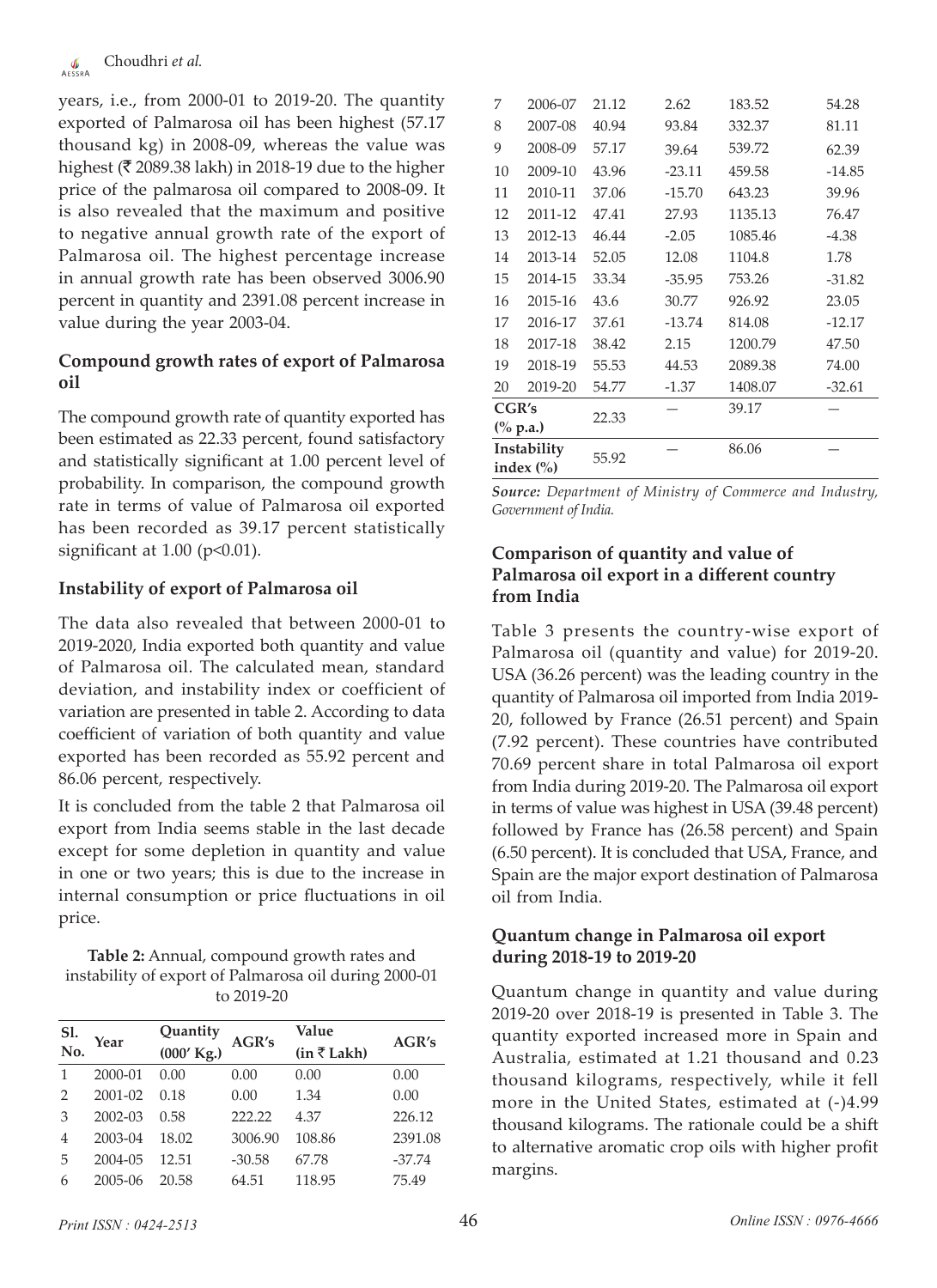years, i.e., from 2000-01 to 2019-20. The quantity exported of Palmarosa oil has been highest (57.17 thousand kg) in 2008-09, whereas the value was highest (₹ 2089.38 lakh) in 2018-19 due to the higher price of the palmarosa oil compared to 2008-09. It is also revealed that the maximum and positive to negative annual growth rate of the export of Palmarosa oil. The highest percentage increase in annual growth rate has been observed 3006.90 percent in quantity and 2391.08 percent increase in value during the year 2003-04.

### Compound growth rates of export of Palmarosa oil

The compound growth rate of quantity exported has been estimated as 22.33 percent, found satisfactory and statistically significant at 1.00 percent level of probability. In comparison, the compound growth rate in terms of value of Palmarosa oil exported has been recorded as 39.17 percent statistically significant at 1.00 ($p<0.01$).

### Instability of export of Palmarosa oil

The data also revealed that between 2000-01 to 2019-2020, India exported both quantity and value of Palmarosa oil. The calculated mean, standard deviation, and instability index or coefficient of variation are presented in table 2. According to data coefficient of variation of both quantity and value exported has been recorded as 55.92 percent and 86.06 percent, respectively.

It is concluded from the table 2 that Palmarosa oil export from India seems stable in the last decade except for some depletion in quantity and value in one or two years; this is due to the increase in internal consumption or price fluctuations in oil price.

**Table 2:** Annual, compound growth rates and instability of export of Palmarosa oil during 2000-01 to 2019-20

| Sl. No. | Year | Quantity (000' Kg.) | AGR's | Value (in ₹ Lakh) | AGR's |
|---|---|---|---|---|---|
| 1 | 2000-01 | 0.00 | 0.00 | 0.00 | 0.00 |
| 2 | 2001-02 | 0.18 | 0.00 | 1.34 | 0.00 |
| 3 | 2002-03 | 0.58 | 222.22 | 4.37 | 226.12 |
| 4 | 2003-04 | 18.02 | 3006.90 | 108.86 | 2391.08 |
| 5 | 2004-05 | 12.51 | -30.58 | 67.78 | -37.74 |
| 6 | 2005-06 | 20.58 | 64.51 | 118.95 | 75.49 |
| 7 | 2006-07 | 21.12 | 2.62 | 183.52 | 54.28 |
| 8 | 2007-08 | 40.94 | 93.84 | 332.37 | 81.11 |
| 9 | 2008-09 | 57.17 | 39.64 | 539.72 | 62.39 |
| 10 | 2009-10 | 43.96 | -23.11 | 459.58 | -14.85 |
| 11 | 2010-11 | 37.06 | -15.70 | 643.23 | 39.96 |
| 12 | 2011-12 | 47.41 | 27.93 | 1135.13 | 76.47 |
| 13 | 2012-13 | 46.44 | -2.05 | 1085.46 | -4.38 |
| 14 | 2013-14 | 52.05 | 12.08 | 1104.8 | 1.78 |
| 15 | 2014-15 | 33.34 | -35.95 | 753.26 | -31.82 |
| 16 | 2015-16 | 43.6 | 30.77 | 926.92 | 23.05 |
| 17 | 2016-17 | 37.61 | -13.74 | 814.08 | -12.17 |
| 18 | 2017-18 | 38.42 | 2.15 | 1200.79 | 47.50 |
| 19 | 2018-19 | 55.53 | 44.53 | 2089.38 | 74.00 |
| 20 | 2019-20 | 54.77 | -1.37 | 1408.07 | -32.61 |
| CGR's (% p.a.) | | 22.33 | — | 39.17 | — |
| Instability index (%) | | 55.92 | — | 86.06 | — |

*Source: Department of Ministry of Commerce and Industry, Government of India.*

### Comparison of quantity and value of Palmarosa oil export in a different country from India

Table 3 presents the country-wise export of Palmarosa oil (quantity and value) for 2019-20. USA (36.26 percent) was the leading country in the quantity of Palmarosa oil imported from India 2019-20, followed by France (26.51 percent) and Spain (7.92 percent). These countries have contributed 70.69 percent share in total Palmarosa oil export from India during 2019-20. The Palmarosa oil export in terms of value was highest in USA (39.48 percent) followed by France has (26.58 percent) and Spain (6.50 percent). It is concluded that USA, France, and Spain are the major export destination of Palmarosa oil from India.

### Quantum change in Palmarosa oil export during 2018-19 to 2019-20

Quantum change in quantity and value during 2019-20 over 2018-19 is presented in Table 3. The quantity exported increased more in Spain and Australia, estimated at 1.21 thousand and 0.23 thousand kilograms, respectively, while it fell more in the United States, estimated at (-)4.99 thousand kilograms. The rationale could be a shift to alternative aromatic crop oils with higher profit margins.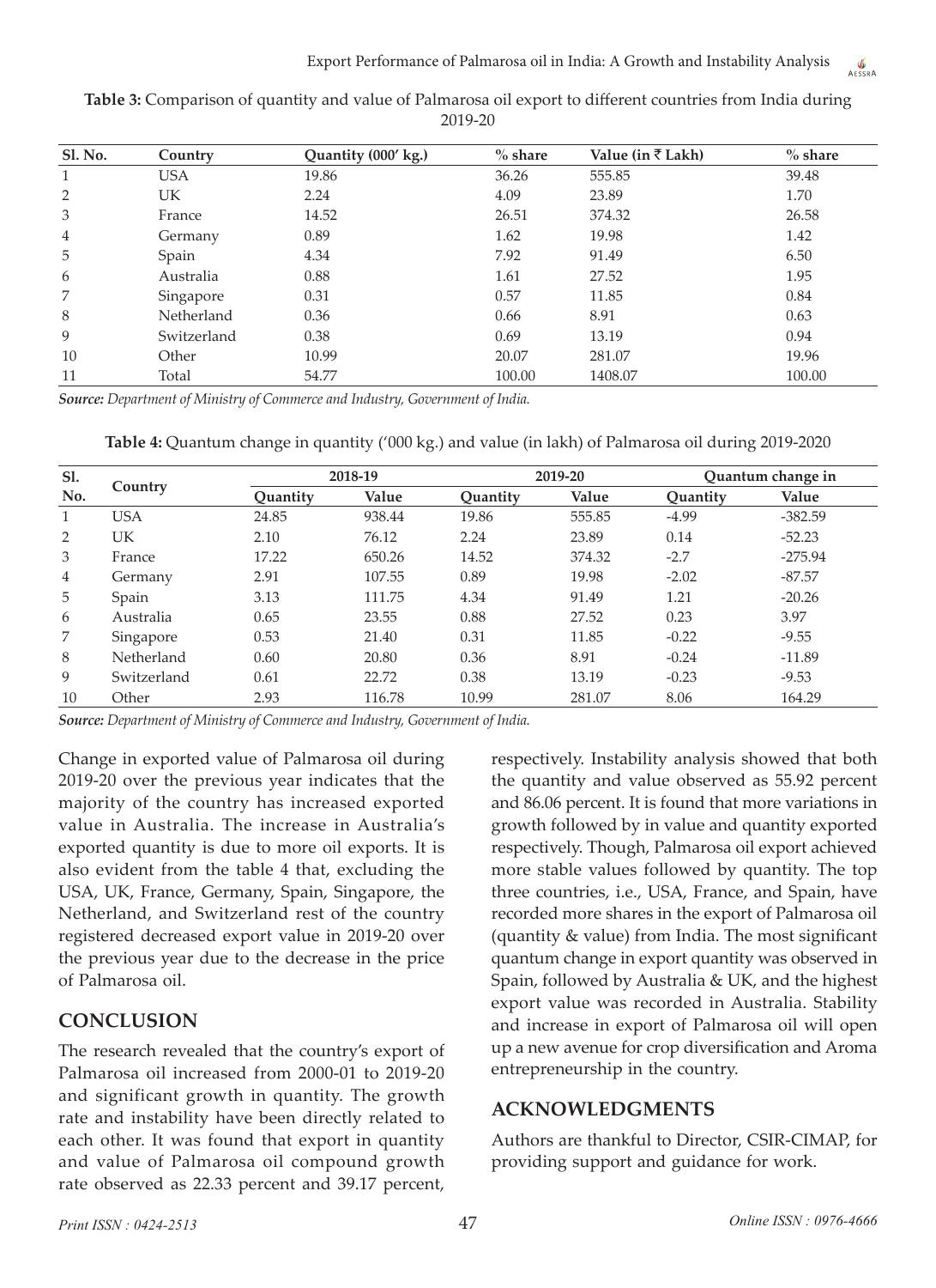**Table 3:** Comparison of quantity and value of Palmarosa oil export to different countries from India during 2019-20

| Sl. No. | Country | Quantity (000' kg.) | % share | Value (in ₹ Lakh) | % share |
|---|---|---|---|---|---|
| 1 | USA | 19.86 | 36.26 | 555.85 | 39.48 |
| 2 | UK | 2.24 | 4.09 | 23.89 | 1.70 |
| 3 | France | 14.52 | 26.51 | 374.32 | 26.58 |
| 4 | Germany | 0.89 | 1.62 | 19.98 | 1.42 |
| 5 | Spain | 4.34 | 7.92 | 91.49 | 6.50 |
| 6 | Australia | 0.88 | 1.61 | 27.52 | 1.95 |
| 7 | Singapore | 0.31 | 0.57 | 11.85 | 0.84 |
| 8 | Netherland | 0.36 | 0.66 | 8.91 | 0.63 |
| 9 | Switzerland | 0.38 | 0.69 | 13.19 | 0.94 |
| 10 | Other | 10.99 | 20.07 | 281.07 | 19.96 |
| 11 | Total | 54.77 | 100.00 | 1408.07 | 100.00 |

***Source:*** *Department of Ministry of Commerce and Industry, Government of India.*

**Table 4:** Quantum change in quantity ('000 kg.) and value (in lakh) of Palmarosa oil during 2019-2020

| Sl. No. | Country | 2018-19 | | 2019-20 | | Quantum change in | |
|---|---|---|---|---|---|---|---|
| | | Quantity | Value | Quantity | Value | Quantity | Value |
| 1 | USA | 24.85 | 938.44 | 19.86 | 555.85 | -4.99 | -382.59 |
| 2 | UK | 2.10 | 76.12 | 2.24 | 23.89 | 0.14 | -52.23 |
| 3 | France | 17.22 | 650.26 | 14.52 | 374.32 | -2.7 | -275.94 |
| 4 | Germany | 2.91 | 107.55 | 0.89 | 19.98 | -2.02 | -87.57 |
| 5 | Spain | 3.13 | 111.75 | 4.34 | 91.49 | 1.21 | -20.26 |
| 6 | Australia | 0.65 | 23.55 | 0.88 | 27.52 | 0.23 | 3.97 |
| 7 | Singapore | 0.53 | 21.40 | 0.31 | 11.85 | -0.22 | -9.55 |
| 8 | Netherland | 0.60 | 20.80 | 0.36 | 8.91 | -0.24 | -11.89 |
| 9 | Switzerland | 0.61 | 22.72 | 0.38 | 13.19 | -0.23 | -9.53 |
| 10 | Other | 2.93 | 116.78 | 10.99 | 281.07 | 8.06 | 164.29 |

***Source:*** *Department of Ministry of Commerce and Industry, Government of India.*

Change in exported value of Palmarosa oil during 2019-20 over the previous year indicates that the majority of the country has increased exported value in Australia. The increase in Australia's exported quantity is due to more oil exports. It is also evident from the table 4 that, excluding the USA, UK, France, Germany, Spain, Singapore, the Netherland, and Switzerland rest of the country registered decreased export value in 2019-20 over the previous year due to the decrease in the price of Palmarosa oil.

## CONCLUSION

The research revealed that the country's export of Palmarosa oil increased from 2000-01 to 2019-20 and significant growth in quantity. The growth rate and instability have been directly related to each other. It was found that export in quantity and value of Palmarosa oil compound growth rate observed as 22.33 percent and 39.17 percent, respectively. Instability analysis showed that both the quantity and value observed as 55.92 percent and 86.06 percent. It is found that more variations in growth followed by in value and quantity exported respectively. Though, Palmarosa oil export achieved more stable values followed by quantity. The top three countries, i.e., USA, France, and Spain, have recorded more shares in the export of Palmarosa oil (quantity & value) from India. The most significant quantum change in export quantity was observed in Spain, followed by Australia & UK, and the highest export value was recorded in Australia. Stability and increase in export of Palmarosa oil will open up a new avenue for crop diversification and Aroma entrepreneurship in the country.

## ACKNOWLEDGMENTS

Authors are thankful to Director, CSIR-CIMAP, for providing support and guidance for work.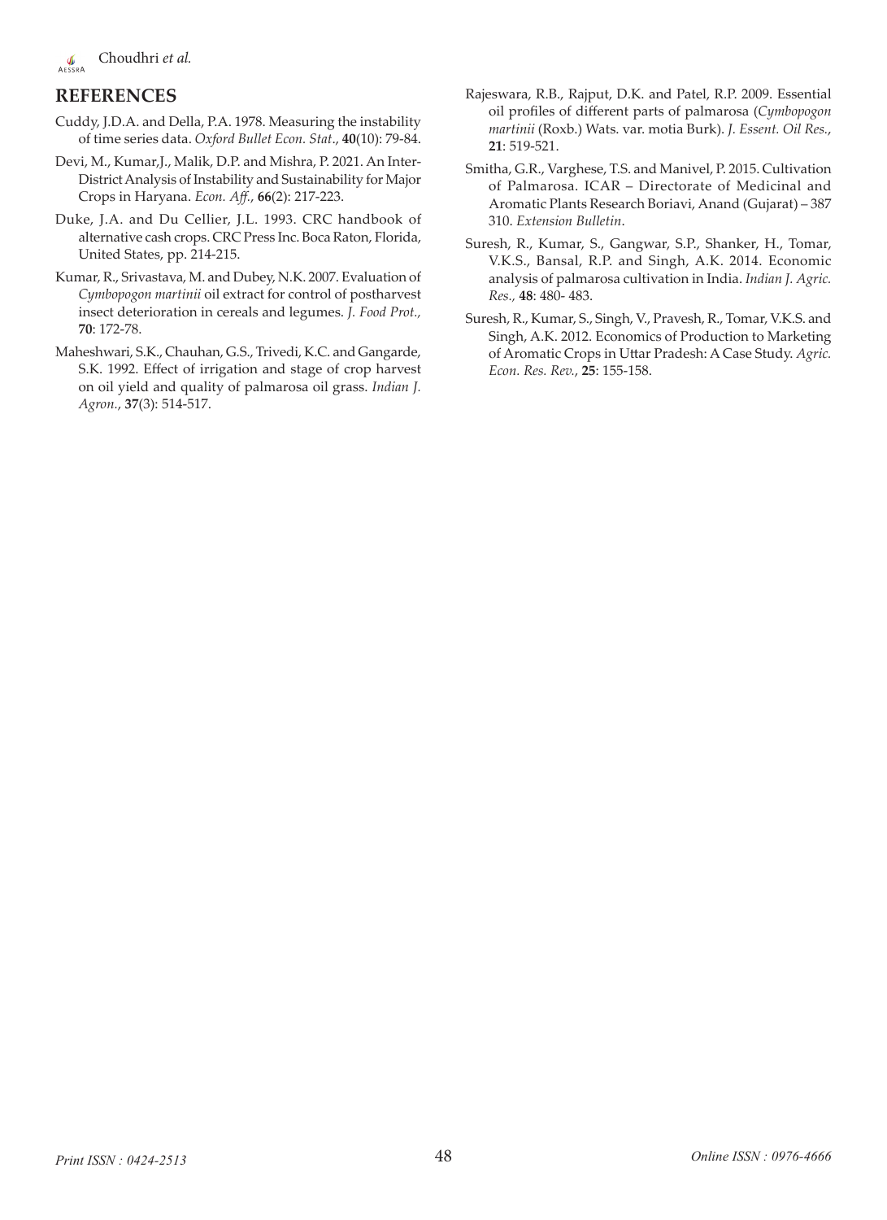## REFERENCES

Cuddy, J.D.A. and Della, P.A. 1978. Measuring the instability of time series data. *Oxford Bullet Econ. Stat*., **40**(10): 79-84.

Devi, M., Kumar,J., Malik, D.P. and Mishra, P. 2021. An Inter-District Analysis of Instability and Sustainability for Major Crops in Haryana. *Econ. Aff.*, **66**(2): 217-223.

Duke, J.A. and Du Cellier, J.L. 1993. CRC handbook of alternative cash crops. CRC Press Inc. Boca Raton, Florida, United States, pp. 214-215.

Kumar, R., Srivastava, M. and Dubey, N.K. 2007. Evaluation of *Cymbopogon martinii* oil extract for control of postharvest insect deterioration in cereals and legumes. *J. Food Prot.,* **70**: 172-78.

Maheshwari, S.K., Chauhan, G.S., Trivedi, K.C. and Gangarde, S.K. 1992. Effect of irrigation and stage of crop harvest on oil yield and quality of palmarosa oil grass. *Indian J. Agron.*, **37**(3): 514-517.

Rajeswara, R.B., Rajput, D.K. and Patel, R.P. 2009. Essential oil profiles of different parts of palmarosa (*Cymbopogon martinii* (Roxb.) Wats. var. motia Burk). *J. Essent. Oil Res.*, **21**: 519-521.

Smitha, G.R., Varghese, T.S. and Manivel, P. 2015. Cultivation of Palmarosa. ICAR – Directorate of Medicinal and Aromatic Plants Research Boriavi, Anand (Gujarat) – 387 310. *Extension Bulletin*.

Suresh, R., Kumar, S., Gangwar, S.P., Shanker, H., Tomar, V.K.S., Bansal, R.P. and Singh, A.K. 2014. Economic analysis of palmarosa cultivation in India. *Indian J. Agric. Res.*, **48**: 480- 483.

Suresh, R., Kumar, S., Singh, V., Pravesh, R., Tomar, V.K.S. and Singh, A.K. 2012. Economics of Production to Marketing of Aromatic Crops in Uttar Pradesh: A Case Study. *Agric. Econ. Res. Rev.*, **25**: 155-158.